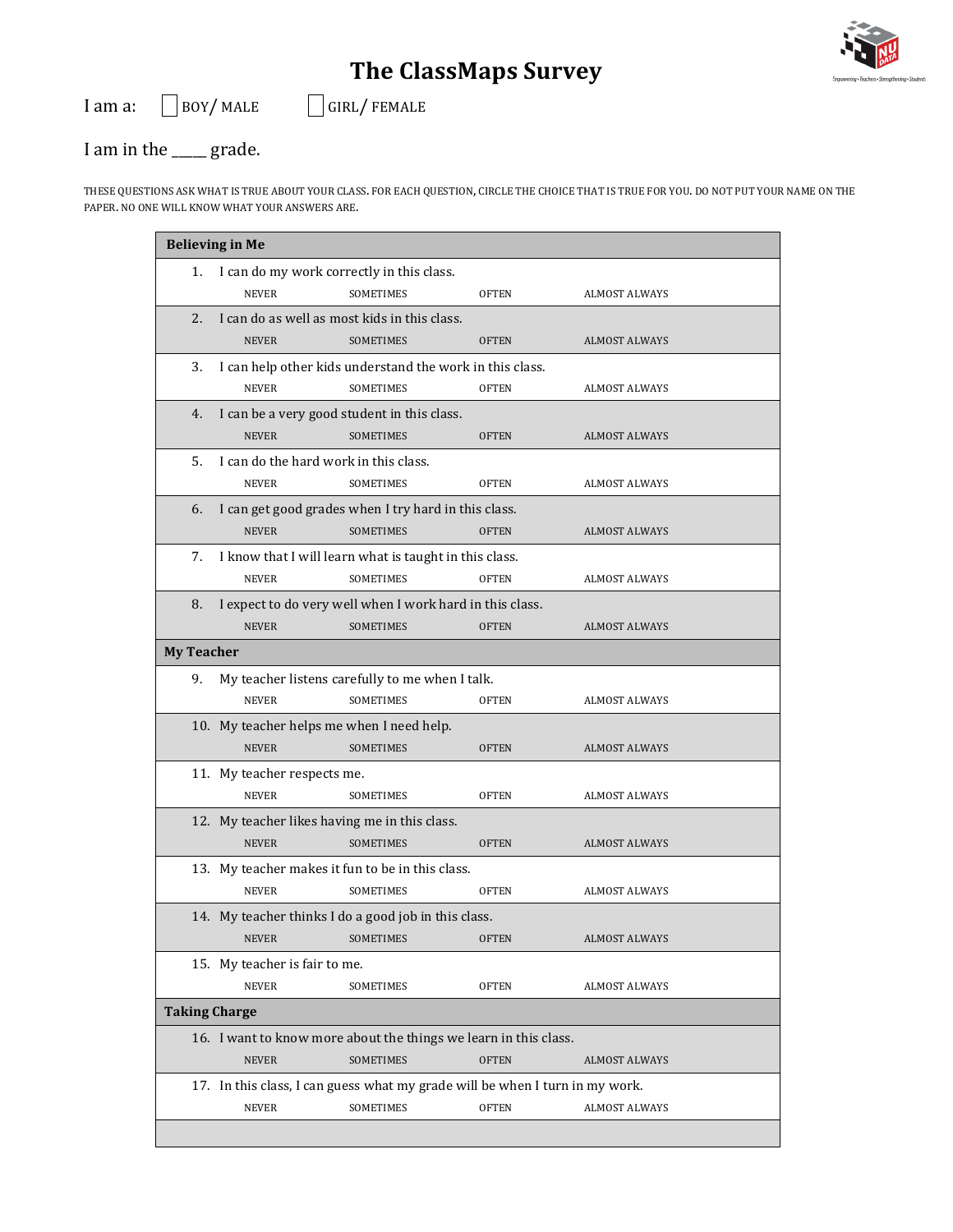# The ClassMaps Survey

I am a: ☐ BOY/ MALE ☐ GIRL/ FEMALE

I am in the ____ grade.

THESE QUESTIONS ASK WHAT IS TRUE ABOUT YOUR CLASS. FOR EACH QUESTION, CIRCLE THE CHOICE THAT IS TRUE FOR YOU. DO NOT PUT YOUR NAME ON THE PAPER. NO ONE WILL KNOW WHAT YOUR ANSWERS ARE.

## Believing in Me

1. I can do my work correctly in this class.
   NEVER SOMETIMES OFTEN ALMOST ALWAYS
2. I can do as well as most kids in this class.
   NEVER SOMETIMES OFTEN ALMOST ALWAYS
3. I can help other kids understand the work in this class.
   NEVER SOMETIMES OFTEN ALMOST ALWAYS
4. I can be a very good student in this class.
   NEVER SOMETIMES OFTEN ALMOST ALWAYS
5. I can do the hard work in this class.
   NEVER SOMETIMES OFTEN ALMOST ALWAYS
6. I can get good grades when I try hard in this class.
   NEVER SOMETIMES OFTEN ALMOST ALWAYS
7. I know that I will learn what is taught in this class.
   NEVER SOMETIMES OFTEN ALMOST ALWAYS
8. I expect to do very well when I work hard in this class.
   NEVER SOMETIMES OFTEN ALMOST ALWAYS

## My Teacher

9. My teacher listens carefully to me when I talk.
   NEVER SOMETIMES OFTEN ALMOST ALWAYS
10. My teacher helps me when I need help.
    NEVER SOMETIMES OFTEN ALMOST ALWAYS
11. My teacher respects me.
    NEVER SOMETIMES OFTEN ALMOST ALWAYS
12. My teacher likes having me in this class.
    NEVER SOMETIMES OFTEN ALMOST ALWAYS
13. My teacher makes it fun to be in this class.
    NEVER SOMETIMES OFTEN ALMOST ALWAYS
14. My teacher thinks I do a good job in this class.
    NEVER SOMETIMES OFTEN ALMOST ALWAYS
15. My teacher is fair to me.
    NEVER SOMETIMES OFTEN ALMOST ALWAYS

## Taking Charge

16. I want to know more about the things we learn in this class.
    NEVER SOMETIMES OFTEN ALMOST ALWAYS
17. In this class, I can guess what my grade will be when I turn in my work.
    NEVER SOMETIMES OFTEN ALMOST ALWAYS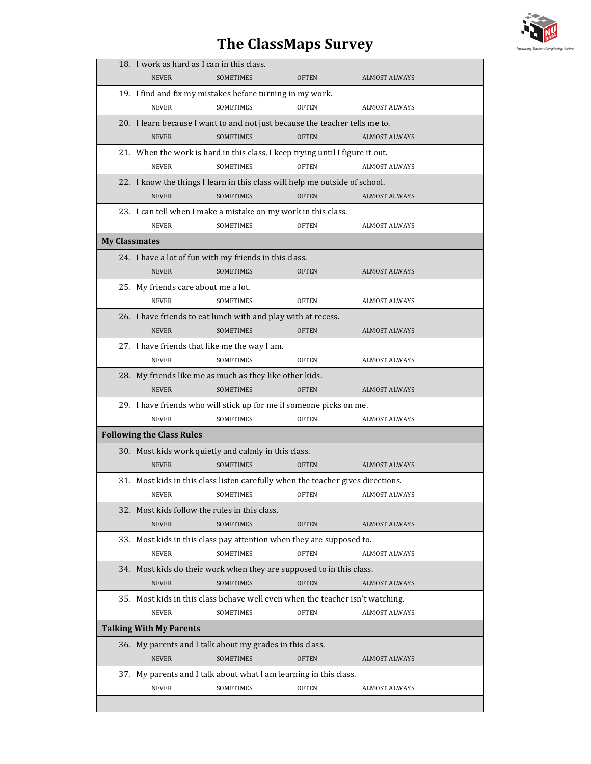# The ClassMaps Survey

18. I work as hard as I can in this class.
    NEVER SOMETIMES OFTEN ALMOST ALWAYS

19. I find and fix my mistakes before turning in my work.
    NEVER SOMETIMES OFTEN ALMOST ALWAYS

20. I learn because I want to and not just because the teacher tells me to.
    NEVER SOMETIMES OFTEN ALMOST ALWAYS

21. When the work is hard in this class, I keep trying until I figure it out.
    NEVER SOMETIMES OFTEN ALMOST ALWAYS

22. I know the things I learn in this class will help me outside of school.
    NEVER SOMETIMES OFTEN ALMOST ALWAYS

23. I can tell when I make a mistake on my work in this class.
    NEVER SOMETIMES OFTEN ALMOST ALWAYS

**My Classmates**

24. I have a lot of fun with my friends in this class.
    NEVER SOMETIMES OFTEN ALMOST ALWAYS

25. My friends care about me a lot.
    NEVER SOMETIMES OFTEN ALMOST ALWAYS

26. I have friends to eat lunch with and play with at recess.
    NEVER SOMETIMES OFTEN ALMOST ALWAYS

27. I have friends that like me the way I am.
    NEVER SOMETIMES OFTEN ALMOST ALWAYS

28. My friends like me as much as they like other kids.
    NEVER SOMETIMES OFTEN ALMOST ALWAYS

29. I have friends who will stick up for me if someone picks on me.
    NEVER SOMETIMES OFTEN ALMOST ALWAYS

**Following the Class Rules**

30. Most kids work quietly and calmly in this class.
    NEVER SOMETIMES OFTEN ALMOST ALWAYS

31. Most kids in this class listen carefully when the teacher gives directions.
    NEVER SOMETIMES OFTEN ALMOST ALWAYS

32. Most kids follow the rules in this class.
    NEVER SOMETIMES OFTEN ALMOST ALWAYS

33. Most kids in this class pay attention when they are supposed to.
    NEVER SOMETIMES OFTEN ALMOST ALWAYS

34. Most kids do their work when they are supposed to in this class.
    NEVER SOMETIMES OFTEN ALMOST ALWAYS

35. Most kids in this class behave well even when the teacher isn't watching.
    NEVER SOMETIMES OFTEN ALMOST ALWAYS

**Talking With My Parents**

36. My parents and I talk about my grades in this class.
    NEVER SOMETIMES OFTEN ALMOST ALWAYS

37. My parents and I talk about what I am learning in this class.
    NEVER SOMETIMES OFTEN ALMOST ALWAYS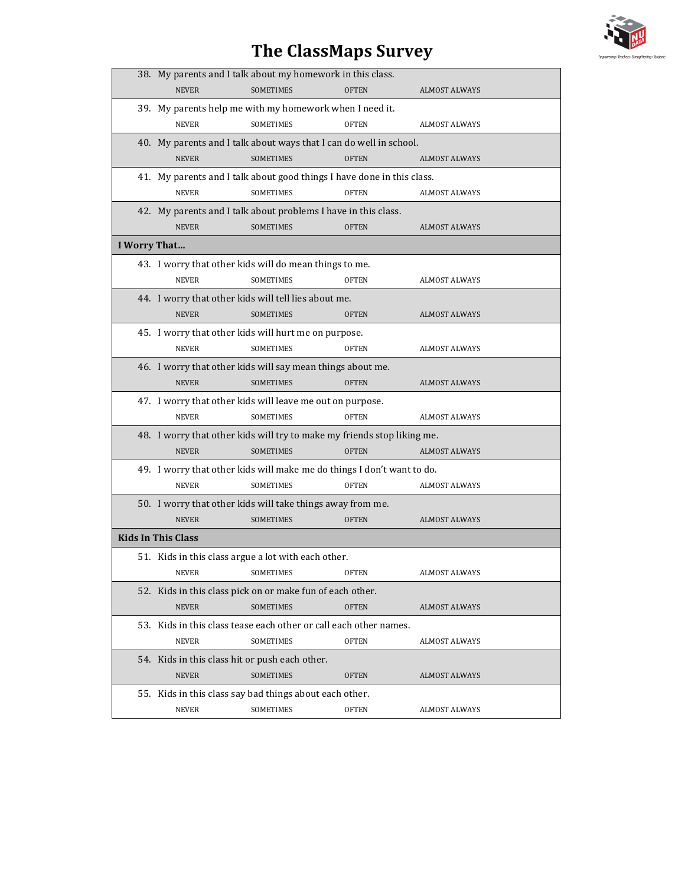# The ClassMaps Survey

38. My parents and I talk about my homework in this class.

NEVER SOMETIMES OFTEN ALMOST ALWAYS

39. My parents help me with my homework when I need it.

NEVER SOMETIMES OFTEN ALMOST ALWAYS

40. My parents and I talk about ways that I can do well in school.

NEVER SOMETIMES OFTEN ALMOST ALWAYS

41. My parents and I talk about good things I have done in this class.

NEVER SOMETIMES OFTEN ALMOST ALWAYS

42. My parents and I talk about problems I have in this class.

NEVER SOMETIMES OFTEN ALMOST ALWAYS

## I Worry That...

43. I worry that other kids will do mean things to me.

NEVER SOMETIMES OFTEN ALMOST ALWAYS

44. I worry that other kids will tell lies about me.

NEVER SOMETIMES OFTEN ALMOST ALWAYS

45. I worry that other kids will hurt me on purpose.

NEVER SOMETIMES OFTEN ALMOST ALWAYS

46. I worry that other kids will say mean things about me.

NEVER SOMETIMES OFTEN ALMOST ALWAYS

47. I worry that other kids will leave me out on purpose.

NEVER SOMETIMES OFTEN ALMOST ALWAYS

48. I worry that other kids will try to make my friends stop liking me.

NEVER SOMETIMES OFTEN ALMOST ALWAYS

49. I worry that other kids will make me do things I don't want to do.

NEVER SOMETIMES OFTEN ALMOST ALWAYS

50. I worry that other kids will take things away from me.

NEVER SOMETIMES OFTEN ALMOST ALWAYS

## Kids In This Class

51. Kids in this class argue a lot with each other.

NEVER SOMETIMES OFTEN ALMOST ALWAYS

52. Kids in this class pick on or make fun of each other.

NEVER SOMETIMES OFTEN ALMOST ALWAYS

53. Kids in this class tease each other or call each other names.

NEVER SOMETIMES OFTEN ALMOST ALWAYS

54. Kids in this class hit or push each other.

NEVER SOMETIMES OFTEN ALMOST ALWAYS

55. Kids in this class say bad things about each other.

NEVER SOMETIMES OFTEN ALMOST ALWAYS